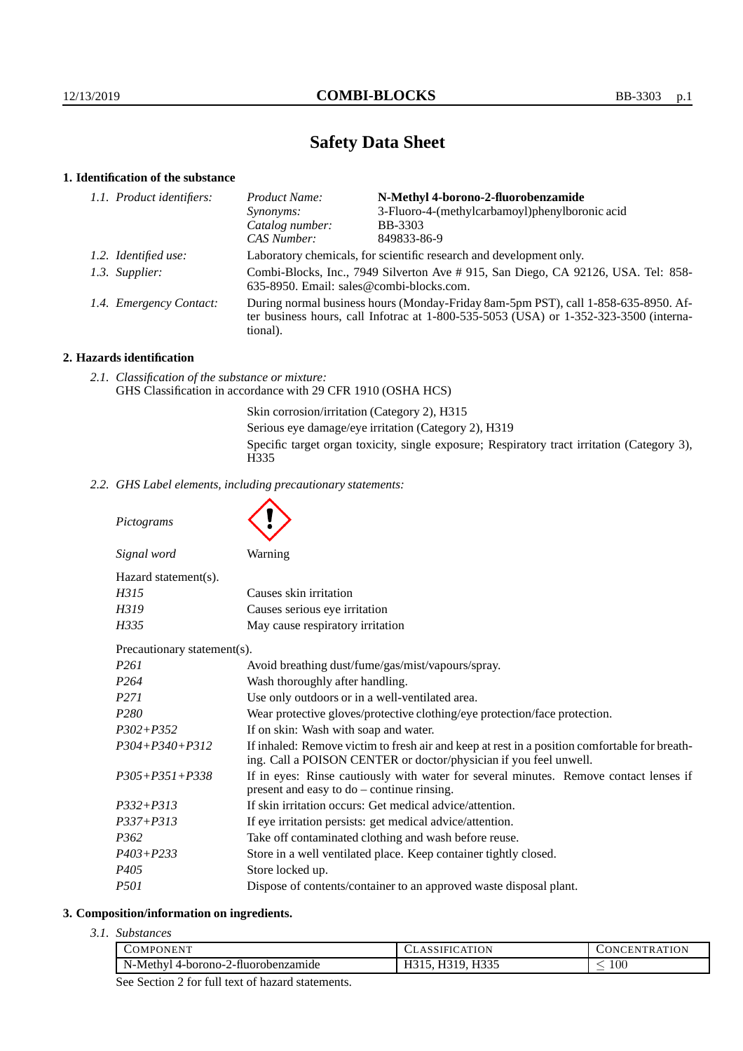# Safety Data Sheet

## 1. Identification of the substance

*1.1. Product identifiers:*

| | |
|---|---|
| *Product Name:* | **N-Methyl 4-borono-2-fluorobenzamide** |
| *Synonyms:* | 3-Fluoro-4-(methylcarbamoyl)phenylboronic acid |
| *Catalog number:* | BB-3303 |
| *CAS Number:* | 849833-86-9 |

*1.2. Identified use:* Laboratory chemicals, for scientific research and development only.

*1.3. Supplier:* Combi-Blocks, Inc., 7949 Silverton Ave # 915, San Diego, CA 92126, USA. Tel: 858-635-8950. Email: sales@combi-blocks.com.

*1.4. Emergency Contact:* During normal business hours (Monday-Friday 8am-5pm PST), call 1-858-635-8950. After business hours, call Infotrac at 1-800-535-5053 (USA) or 1-352-323-3500 (international).

## 2. Hazards identification

*2.1. Classification of the substance or mixture:*
GHS Classification in accordance with 29 CFR 1910 (OSHA HCS)

Skin corrosion/irritation (Category 2), H315
Serious eye damage/eye irritation (Category 2), H319
Specific target organ toxicity, single exposure; Respiratory tract irritation (Category 3), H335

*2.2. GHS Label elements, including precautionary statements:*

*Pictograms*

*Signal word* Warning

Hazard statement(s).

| | |
|---|---|
| *H315* | Causes skin irritation |
| *H319* | Causes serious eye irritation |
| *H335* | May cause respiratory irritation |

Precautionary statement(s).

| | |
|---|---|
| *P261* | Avoid breathing dust/fume/gas/mist/vapours/spray. |
| *P264* | Wash thoroughly after handling. |
| *P271* | Use only outdoors or in a well-ventilated area. |
| *P280* | Wear protective gloves/protective clothing/eye protection/face protection. |
| *P302+P352* | If on skin: Wash with soap and water. |
| *P304+P340+P312* | If inhaled: Remove victim to fresh air and keep at rest in a position comfortable for breathing. Call a POISON CENTER or doctor/physician if you feel unwell. |
| *P305+P351+P338* | If in eyes: Rinse cautiously with water for several minutes. Remove contact lenses if present and easy to do – continue rinsing. |
| *P332+P313* | If skin irritation occurs: Get medical advice/attention. |
| *P337+P313* | If eye irritation persists: get medical advice/attention. |
| *P362* | Take off contaminated clothing and wash before reuse. |
| *P403+P233* | Store in a well ventilated place. Keep container tightly closed. |
| *P405* | Store locked up. |
| *P501* | Dispose of contents/container to an approved waste disposal plant. |

## 3. Composition/information on ingredients.

*3.1. Substances*

| Component | Classification | Concentration |
|---|---|---|
| N-Methyl 4-borono-2-fluorobenzamide | H315, H319, H335 | $\leq 100$ |

See Section 2 for full text of hazard statements.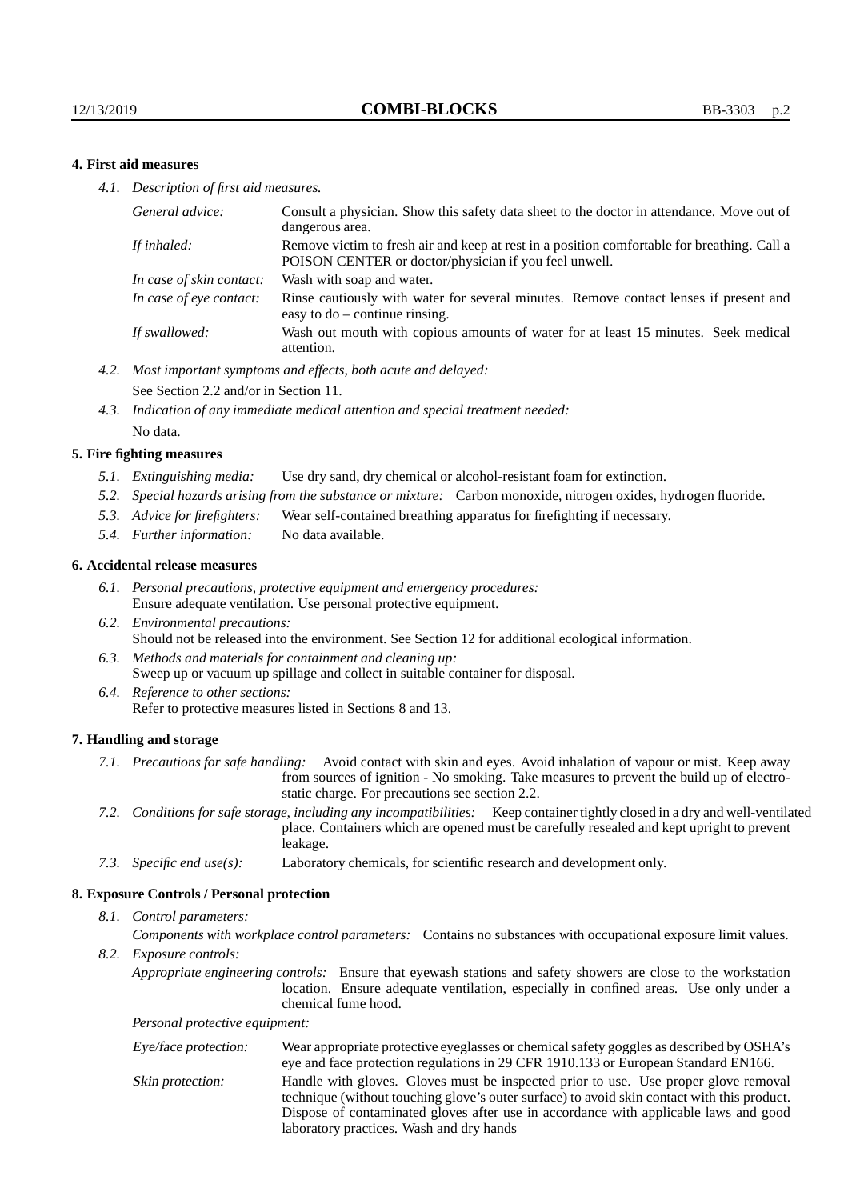## 4. First aid measures

*4.1. Description of first aid measures.*

| | |
|---|---|
| *General advice:* | Consult a physician. Show this safety data sheet to the doctor in attendance. Move out of dangerous area. |
| *If inhaled:* | Remove victim to fresh air and keep at rest in a position comfortable for breathing. Call a POISON CENTER or doctor/physician if you feel unwell. |
| *In case of skin contact:* | Wash with soap and water. |
| *In case of eye contact:* | Rinse cautiously with water for several minutes. Remove contact lenses if present and easy to do – continue rinsing. |
| *If swallowed:* | Wash out mouth with copious amounts of water for at least 15 minutes. Seek medical attention. |

*4.2. Most important symptoms and effects, both acute and delayed:*

See Section 2.2 and/or in Section 11.

*4.3. Indication of any immediate medical attention and special treatment needed:*

No data.

## 5. Fire fighting measures

*5.1. Extinguishing media:* Use dry sand, dry chemical or alcohol-resistant foam for extinction.

*5.2. Special hazards arising from the substance or mixture:* Carbon monoxide, nitrogen oxides, hydrogen fluoride.

*5.3. Advice for firefighters:* Wear self-contained breathing apparatus for firefighting if necessary.

*5.4. Further information:* No data available.

## 6. Accidental release measures

*6.1. Personal precautions, protective equipment and emergency procedures:*
Ensure adequate ventilation. Use personal protective equipment.

*6.2. Environmental precautions:*
Should not be released into the environment. See Section 12 for additional ecological information.

*6.3. Methods and materials for containment and cleaning up:*
Sweep up or vacuum up spillage and collect in suitable container for disposal.

*6.4. Reference to other sections:*
Refer to protective measures listed in Sections 8 and 13.

## 7. Handling and storage

*7.1. Precautions for safe handling:* Avoid contact with skin and eyes. Avoid inhalation of vapour or mist. Keep away from sources of ignition - No smoking. Take measures to prevent the build up of electrostatic charge. For precautions see section 2.2.

*7.2. Conditions for safe storage, including any incompatibilities:* Keep container tightly closed in a dry and well-ventilated place. Containers which are opened must be carefully resealed and kept upright to prevent leakage.

*7.3. Specific end use(s):* Laboratory chemicals, for scientific research and development only.

## 8. Exposure Controls / Personal protection

*8.1. Control parameters:*

*Components with workplace control parameters:* Contains no substances with occupational exposure limit values.

*8.2. Exposure controls:*

*Appropriate engineering controls:* Ensure that eyewash stations and safety showers are close to the workstation location. Ensure adequate ventilation, especially in confined areas. Use only under a chemical fume hood.

*Personal protective equipment:*

| | |
|---|---|
| *Eye/face protection:* | Wear appropriate protective eyeglasses or chemical safety goggles as described by OSHA's eye and face protection regulations in 29 CFR 1910.133 or European Standard EN166. |
| *Skin protection:* | Handle with gloves. Gloves must be inspected prior to use. Use proper glove removal technique (without touching glove's outer surface) to avoid skin contact with this product. Dispose of contaminated gloves after use in accordance with applicable laws and good laboratory practices. Wash and dry hands |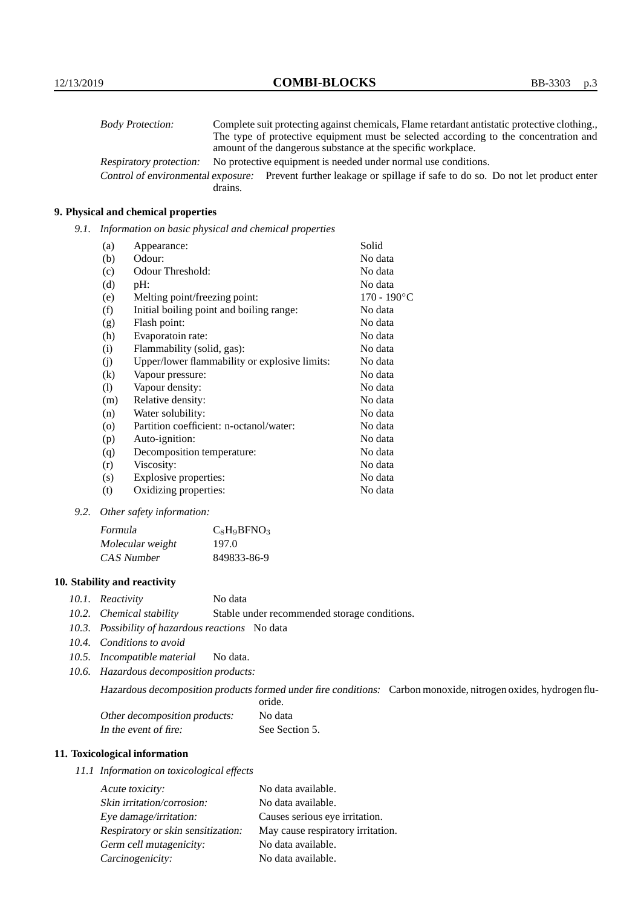| | |
|---|---|
| *Body Protection:* | Complete suit protecting against chemicals, Flame retardant antistatic protective clothing., The type of protective equipment must be selected according to the concentration and amount of the dangerous substance at the specific workplace. |
| *Respiratory protection:* | No protective equipment is needed under normal use conditions. |
| *Control of environmental exposure:* | Prevent further leakage or spillage if safe to do so. Do not let product enter drains. |

## 9. Physical and chemical properties

*9.1. Information on basic physical and chemical properties*

| | | |
|---|---|---|
| (a) | Appearance: | Solid |
| (b) | Odour: | No data |
| (c) | Odour Threshold: | No data |
| (d) | pH: | No data |
| (e) | Melting point/freezing point: | 170 - 190°C |
| (f) | Initial boiling point and boiling range: | No data |
| (g) | Flash point: | No data |
| (h) | Evaporatoin rate: | No data |
| (i) | Flammability (solid, gas): | No data |
| (j) | Upper/lower flammability or explosive limits: | No data |
| (k) | Vapour pressure: | No data |
| (l) | Vapour density: | No data |
| (m) | Relative density: | No data |
| (n) | Water solubility: | No data |
| (o) | Partition coefficient: n-octanol/water: | No data |
| (p) | Auto-ignition: | No data |
| (q) | Decomposition temperature: | No data |
| (r) | Viscosity: | No data |
| (s) | Explosive properties: | No data |
| (t) | Oxidizing properties: | No data |

*9.2. Other safety information:*

| | |
|---|---|
| *Formula* | $C_8H_9BFNO_3$ |
| *Molecular weight* | 197.0 |
| *CAS Number* | 849833-86-9 |

## 10. Stability and reactivity

*10.1. Reactivity* No data

*10.2. Chemical stability* Stable under recommended storage conditions.

*10.3. Possibility of hazardous reactions* No data

*10.4. Conditions to avoid*

*10.5. Incompatible material* No data.

*10.6. Hazardous decomposition products:*

| | |
|---|---|
| *Hazardous decomposition products formed under fire conditions:* | Carbon monoxide, nitrogen oxides, hydrogen fluoride. |
| *Other decomposition products:* | No data |
| *In the event of fire:* | See Section 5. |

## 11. Toxicological information

*11.1 Information on toxicological effects*

| | |
|---|---|
| *Acute toxicity:* | No data available. |
| *Skin irritation/corrosion:* | No data available. |
| *Eye damage/irritation:* | Causes serious eye irritation. |
| *Respiratory or skin sensitization:* | May cause respiratory irritation. |
| *Germ cell mutagenicity:* | No data available. |
| *Carcinogenicity:* | No data available. |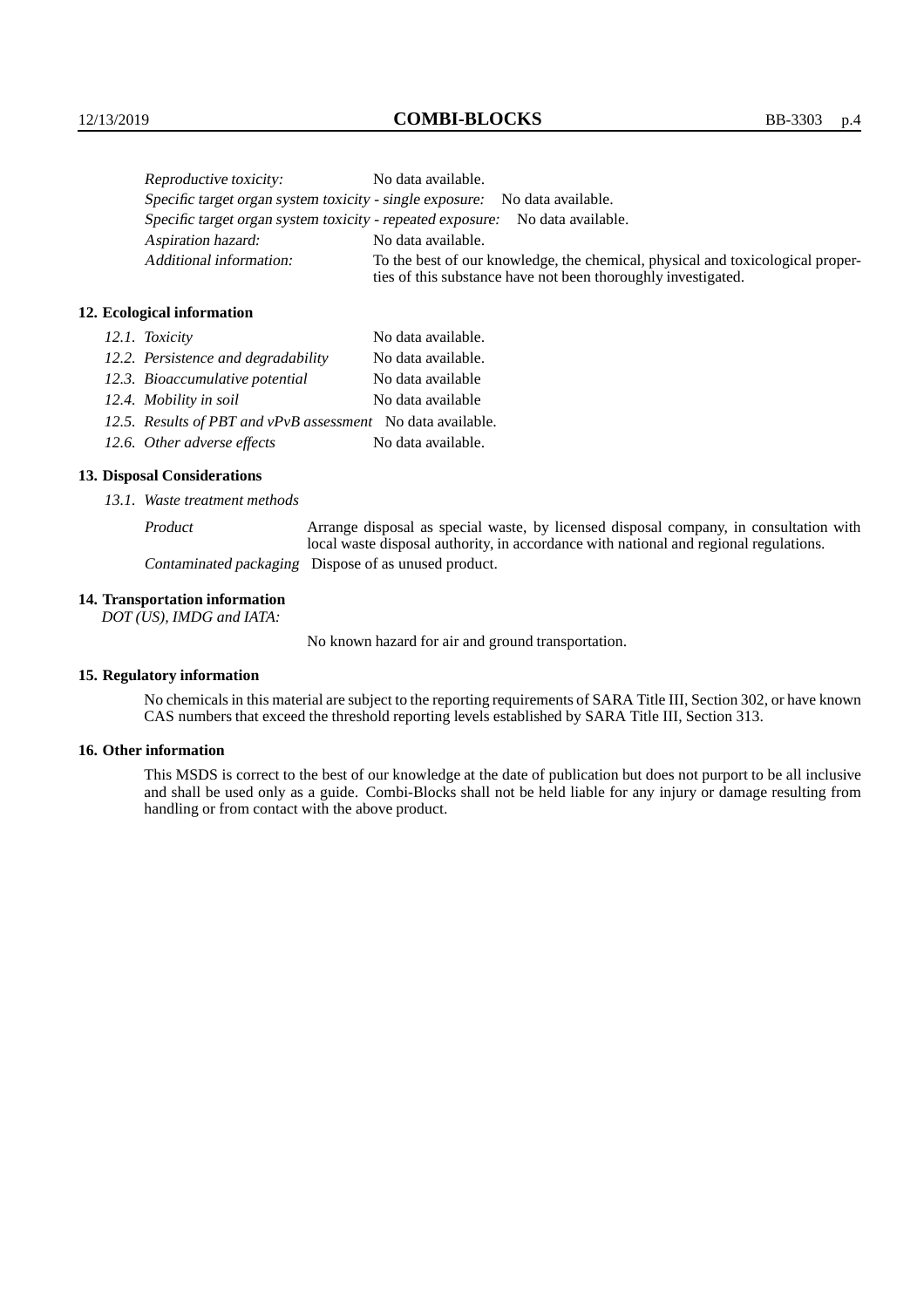*Reproductive toxicity:* No data available.

*Specific target organ system toxicity - single exposure:* No data available.

*Specific target organ system toxicity - repeated exposure:* No data available.

*Aspiration hazard:* No data available.

*Additional information:* To the best of our knowledge, the chemical, physical and toxicological properties of this substance have not been thoroughly investigated.

## 12. Ecological information

| | |
|---|---|
| *12.1. Toxicity* | No data available. |
| *12.2. Persistence and degradability* | No data available. |
| *12.3. Bioaccumulative potential* | No data available |
| *12.4. Mobility in soil* | No data available |
| *12.5. Results of PBT and vPvB assessment* | No data available. |
| *12.6. Other adverse effects* | No data available. |

## 13. Disposal Considerations

*13.1. Waste treatment methods*

| | |
|---|---|
| *Product* | Arrange disposal as special waste, by licensed disposal company, in consultation with local waste disposal authority, in accordance with national and regional regulations. |
| *Contaminated packaging* | Dispose of as unused product. |

## 14. Transportation information

*DOT (US), IMDG and IATA:*

No known hazard for air and ground transportation.

## 15. Regulatory information

No chemicals in this material are subject to the reporting requirements of SARA Title III, Section 302, or have known CAS numbers that exceed the threshold reporting levels established by SARA Title III, Section 313.

## 16. Other information

This MSDS is correct to the best of our knowledge at the date of publication but does not purport to be all inclusive and shall be used only as a guide. Combi-Blocks shall not be held liable for any injury or damage resulting from handling or from contact with the above product.